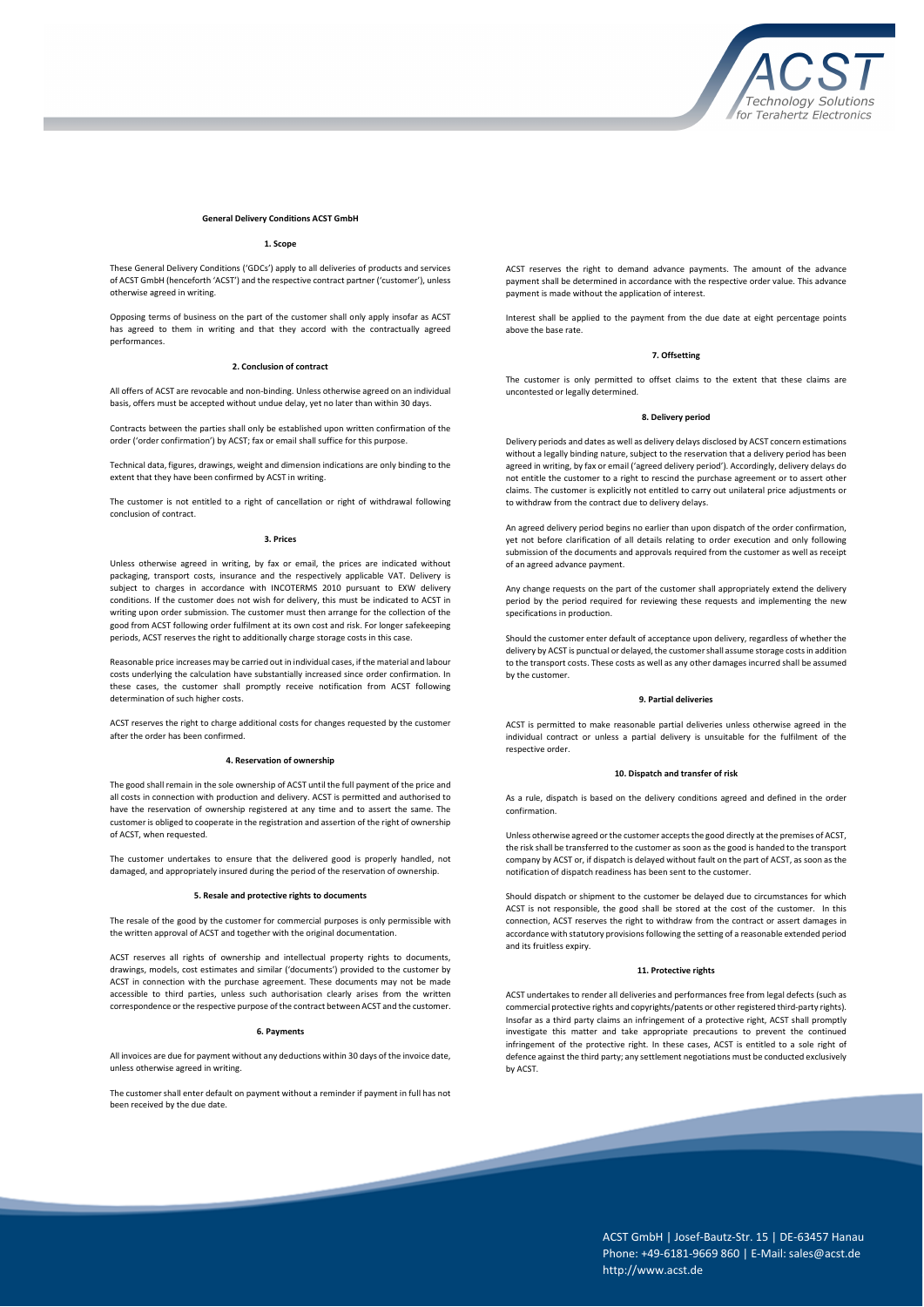# General Delivery Conditions ACST GmbH

## 1. Scope

These General Delivery Conditions ('GDCs') apply to all deliveries of products and services of ACST GmbH (henceforth 'ACST') and the respective contract partner ('customer'), unless otherwise agreed in writing.

Opposing terms of business on the part of the customer shall only apply insofar as ACST has agreed to them in writing and that they accord with the contractually agreed performances.

## 2. Conclusion of contract

All offers of ACST are revocable and non-binding. Unless otherwise agreed on an individual basis, offers must be accepted without undue delay, yet no later than within 30 days.

Contracts between the parties shall only be established upon written confirmation of the order ('order confirmation') by ACST; fax or email shall suffice for this purpose.

Technical data, figures, drawings, weight and dimension indications are only binding to the extent that they have been confirmed by ACST in writing.

The customer is not entitled to a right of cancellation or right of withdrawal following conclusion of contract.

## 3. Prices

Unless otherwise agreed in writing, by fax or email, the prices are indicated without packaging, transport costs, insurance and the respectively applicable VAT. Delivery is subject to charges in accordance with INCOTERMS 2010 pursuant to EXW delivery conditions. If the customer does not wish for delivery, this must be indicated to ACST in writing upon order submission. The customer must then arrange for the collection of the good from ACST following order fulfilment at its own cost and risk. For longer safekeeping periods, ACST reserves the right to additionally charge storage costs in this case.

Reasonable price increases may be carried out in individual cases, if the material and labour costs underlying the calculation have substantially increased since order confirmation. In these cases, the customer shall promptly receive notification from ACST following determination of such higher costs.

ACST reserves the right to charge additional costs for changes requested by the customer after the order has been confirmed.

## 4. Reservation of ownership

The good shall remain in the sole ownership of ACST until the full payment of the price and all costs in connection with production and delivery. ACST is permitted and authorised to have the reservation of ownership registered at any time and to assert the same. The customer is obliged to cooperate in the registration and assertion of the right of ownership of ACST, when requested.

The customer undertakes to ensure that the delivered good is properly handled, not damaged, and appropriately insured during the period of the reservation of ownership.

## 5. Resale and protective rights to documents

The resale of the good by the customer for commercial purposes is only permissible with the written approval of ACST and together with the original documentation.

ACST reserves all rights of ownership and intellectual property rights to documents, drawings, models, cost estimates and similar ('documents') provided to the customer by ACST in connection with the purchase agreement. These documents may not be made accessible to third parties, unless such authorisation clearly arises from the written correspondence or the respective purpose of the contract between ACST and the customer.

## 6. Payments

All invoices are due for payment without any deductions within 30 days of the invoice date, unless otherwise agreed in writing.

The customer shall enter default on payment without a reminder if payment in full has not been received by the due date.

ACST reserves the right to demand advance payments. The amount of the advance payment shall be determined in accordance with the respective order value. This advance payment is made without the application of interest.

Interest shall be applied to the payment from the due date at eight percentage points above the base rate.

## 7. Offsetting

The customer is only permitted to offset claims to the extent that these claims are uncontested or legally determined.

## 8. Delivery period

Delivery periods and dates as well as delivery delays disclosed by ACST concern estimations without a legally binding nature, subject to the reservation that a delivery period has been agreed in writing, by fax or email ('agreed delivery period'). Accordingly, delivery delays do not entitle the customer to a right to rescind the purchase agreement or to assert other claims. The customer is explicitly not entitled to carry out unilateral price adjustments or to withdraw from the contract due to delivery delays.

An agreed delivery period begins no earlier than upon dispatch of the order confirmation, yet not before clarification of all details relating to order execution and only following submission of the documents and approvals required from the customer as well as receipt of an agreed advance payment.

Any change requests on the part of the customer shall appropriately extend the delivery period by the period required for reviewing these requests and implementing the new specifications in production.

Should the customer enter default of acceptance upon delivery, regardless of whether the delivery by ACST is punctual or delayed, the customer shall assume storage costs in addition to the transport costs. These costs as well as any other damages incurred shall be assumed by the customer.

## 9. Partial deliveries

ACST is permitted to make reasonable partial deliveries unless otherwise agreed in the individual contract or unless a partial delivery is unsuitable for the fulfilment of the respective order.

## 10. Dispatch and transfer of risk

As a rule, dispatch is based on the delivery conditions agreed and defined in the order confirmation.

Unless otherwise agreed or the customer accepts the good directly at the premises of ACST, the risk shall be transferred to the customer as soon as the good is handed to the transport company by ACST or, if dispatch is delayed without fault on the part of ACST, as soon as the notification of dispatch readiness has been sent to the customer.

Should dispatch or shipment to the customer be delayed due to circumstances for which ACST is not responsible, the good shall be stored at the cost of the customer. In this connection, ACST reserves the right to withdraw from the contract or assert damages in accordance with statutory provisions following the setting of a reasonable extended period and its fruitless expiry.

## 11. Protective rights

ACST undertakes to render all deliveries and performances free from legal defects (such as commercial protective rights and copyrights/patents or other registered third-party rights). Insofar as a third party claims an infringement of a protective right, ACST shall promptly investigate this matter and take appropriate precautions to prevent the continued infringement of the protective right. In these cases, ACST is entitled to a sole right of defence against the third party; any settlement negotiations must be conducted exclusively by ACST.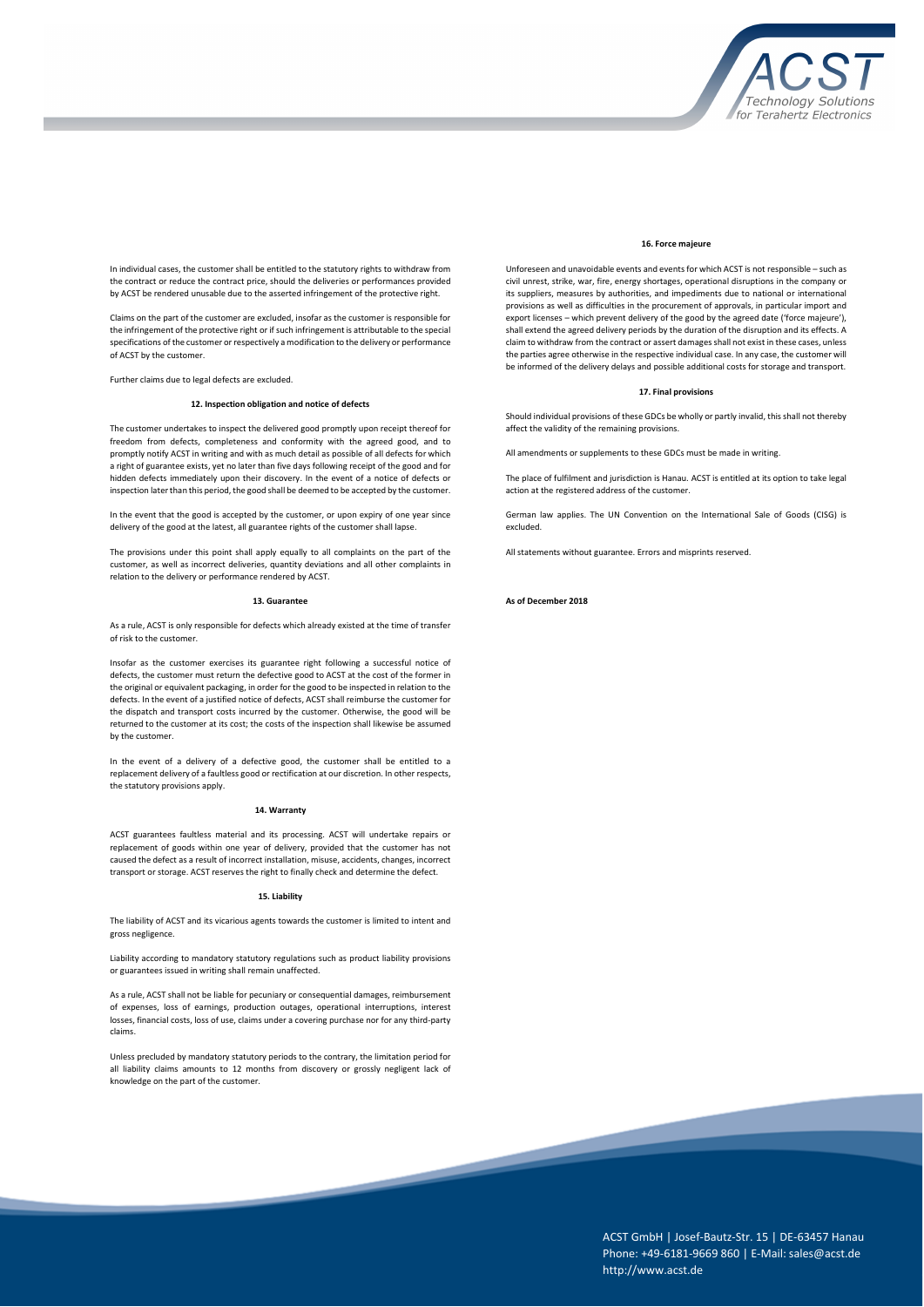In individual cases, the customer shall be entitled to the statutory rights to withdraw from the contract or reduce the contract price, should the deliveries or performances provided by ACST be rendered unusable due to the asserted infringement of the protective right.

Claims on the part of the customer are excluded, insofar as the customer is responsible for the infringement of the protective right or if such infringement is attributable to the special specifications of the customer or respectively a modification to the delivery or performance of ACST by the customer.

Further claims due to legal defects are excluded.

### 12. Inspection obligation and notice of defects

The customer undertakes to inspect the delivered good promptly upon receipt thereof for freedom from defects, completeness and conformity with the agreed good, and to promptly notify ACST in writing and with as much detail as possible of all defects for which a right of guarantee exists, yet no later than five days following receipt of the good and for hidden defects immediately upon their discovery. In the event of a notice of defects or inspection later than this period, the good shall be deemed to be accepted by the customer.

In the event that the good is accepted by the customer, or upon expiry of one year since delivery of the good at the latest, all guarantee rights of the customer shall lapse.

The provisions under this point shall apply equally to all complaints on the part of the customer, as well as incorrect deliveries, quantity deviations and all other complaints in relation to the delivery or performance rendered by ACST.

### 13. Guarantee

As a rule, ACST is only responsible for defects which already existed at the time of transfer of risk to the customer.

Insofar as the customer exercises its guarantee right following a successful notice of defects, the customer must return the defective good to ACST at the cost of the former in the original or equivalent packaging, in order for the good to be inspected in relation to the defects. In the event of a justified notice of defects, ACST shall reimburse the customer for the dispatch and transport costs incurred by the customer. Otherwise, the good will be returned to the customer at its cost; the costs of the inspection shall likewise be assumed by the customer.

In the event of a delivery of a defective good, the customer shall be entitled to a replacement delivery of a faultless good or rectification at our discretion. In other respects, the statutory provisions apply.

### 14. Warranty

ACST guarantees faultless material and its processing. ACST will undertake repairs or replacement of goods within one year of delivery, provided that the customer has not caused the defect as a result of incorrect installation, misuse, accidents, changes, incorrect transport or storage. ACST reserves the right to finally check and determine the defect.

### 15. Liability

The liability of ACST and its vicarious agents towards the customer is limited to intent and gross negligence.

Liability according to mandatory statutory regulations such as product liability provisions or guarantees issued in writing shall remain unaffected.

As a rule, ACST shall not be liable for pecuniary or consequential damages, reimbursement of expenses, loss of earnings, production outages, operational interruptions, interest losses, financial costs, loss of use, claims under a covering purchase nor for any third-party claims.

Unless precluded by mandatory statutory periods to the contrary, the limitation period for all liability claims amounts to 12 months from discovery or grossly negligent lack of knowledge on the part of the customer.

### 16. Force majeure

Unforeseen and unavoidable events and events for which ACST is not responsible – such as civil unrest, strike, war, fire, energy shortages, operational disruptions in the company or its suppliers, measures by authorities, and impediments due to national or international provisions as well as difficulties in the procurement of approvals, in particular import and export licenses – which prevent delivery of the good by the agreed date ('force majeure'), shall extend the agreed delivery periods by the duration of the disruption and its effects. A claim to withdraw from the contract or assert damages shall not exist in these cases, unless the parties agree otherwise in the respective individual case. In any case, the customer will be informed of the delivery delays and possible additional costs for storage and transport.

### 17. Final provisions

Should individual provisions of these GDCs be wholly or partly invalid, this shall not thereby affect the validity of the remaining provisions.

All amendments or supplements to these GDCs must be made in writing.

The place of fulfilment and jurisdiction is Hanau. ACST is entitled at its option to take legal action at the registered address of the customer.

German law applies. The UN Convention on the International Sale of Goods (CISG) is excluded.

All statements without guarantee. Errors and misprints reserved.

**As of December 2018**